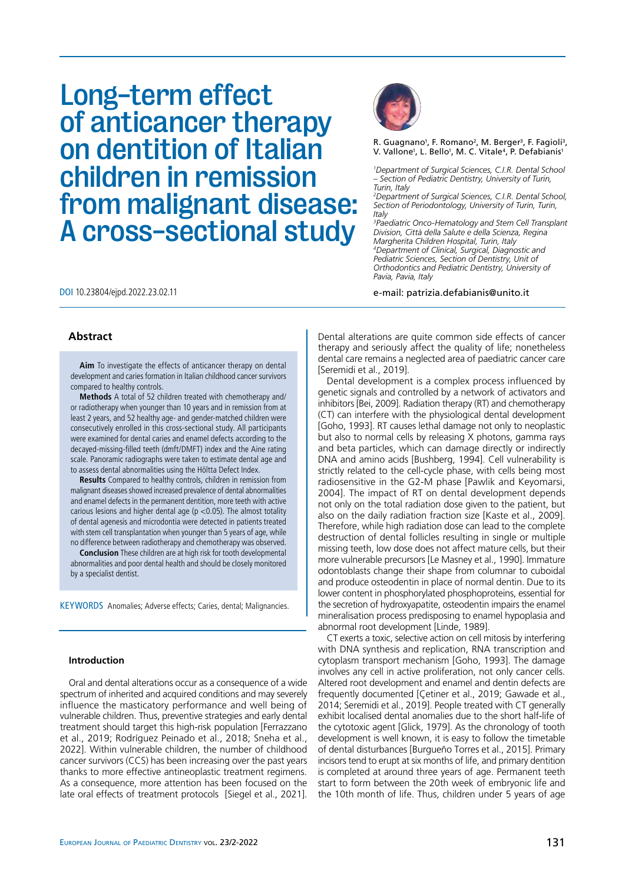# Long-term effect of anticancer therapy on dentition of Italian children in remission from malignant disease: A cross-sectional study

R. Guagnano[1], F. Romano[2], M. Berger[3], F. Fagioli[3], V. Vallone[1], L. Bello[1], M. C. Vitale[4], P. Defabianis[1]

[1]*Department of Surgical Sciences, C.I.R. Dental School – Section of Pediatric Dentistry, University of Turin, Turin, Italy*
[2]*Department of Surgical Sciences, C.I.R. Dental School, Section of Periodontology, University of Turin, Turin, Italy*
[3]*Paediatric Onco-Hematology and Stem Cell Transplant Division, Città della Salute e della Scienza, Regina Margherita Children Hospital, Turin, Italy*
[4]*Department of Clinical, Surgical, Diagnostic and Pediatric Sciences, Section of Dentistry, Unit of Orthodontics and Pediatric Dentistry, University of Pavia, Pavia, Italy*

e-mail: patrizia.defabianis@unito.it

DOI 10.23804/ejpd.2022.23.02.11

## Abstract

**Aim** To investigate the effects of anticancer therapy on dental development and caries formation in Italian childhood cancer survivors compared to healthy controls.

**Methods** A total of 52 children treated with chemotherapy and/or radiotherapy when younger than 10 years and in remission from at least 2 years, and 52 healthy age- and gender-matched children were consecutively enrolled in this cross-sectional study. All participants were examined for dental caries and enamel defects according to the decayed-missing-filled teeth (dmft/DMFT) index and the Aine rating scale. Panoramic radiographs were taken to estimate dental age and to assess dental abnormalities using the Höltta Defect Index.

**Results** Compared to healthy controls, children in remission from malignant diseases showed increased prevalence of dental abnormalities and enamel defects in the permanent dentition, more teeth with active carious lesions and higher dental age ($p < 0.05$). The almost totality of dental agenesis and microdontia were detected in patients treated with stem cell transplantation when younger than 5 years of age, while no difference between radiotherapy and chemotherapy was observed.

**Conclusion** These children are at high risk for tooth developmental abnormalities and poor dental health and should be closely monitored by a specialist dentist.

KEYWORDS Anomalies; Adverse effects; Caries, dental; Malignancies.

## Introduction

Oral and dental alterations occur as a consequence of a wide spectrum of inherited and acquired conditions and may severely influence the masticatory performance and well being of vulnerable children. Thus, preventive strategies and early dental treatment should target this high-risk population [Ferrazzano et al., 2019; Rodríguez Peinado et al., 2018; Sneha et al., 2022]. Within vulnerable children, the number of childhood cancer survivors (CCS) has been increasing over the past years thanks to more effective antineoplastic treatment regimens. As a consequence, more attention has been focused on the late oral effects of treatment protocols [Siegel et al., 2021]. Dental alterations are quite common side effects of cancer therapy and seriously affect the quality of life; nonetheless dental care remains a neglected area of paediatric cancer care [Seremidi et al., 2019].

Dental development is a complex process influenced by genetic signals and controlled by a network of activators and inhibitors [Bei, 2009]. Radiation therapy (RT) and chemotherapy (CT) can interfere with the physiological dental development [Goho, 1993]. RT causes lethal damage not only to neoplastic but also to normal cells by releasing X photons, gamma rays and beta particles, which can damage directly or indirectly DNA and amino acids [Bushberg, 1994]. Cell vulnerability is strictly related to the cell-cycle phase, with cells being most radiosensitive in the G2-M phase [Pawlik and Keyomarsi, 2004]. The impact of RT on dental development depends not only on the total radiation dose given to the patient, but also on the daily radiation fraction size [Kaste et al., 2009]. Therefore, while high radiation dose can lead to the complete destruction of dental follicles resulting in single or multiple missing teeth, low dose does not affect mature cells, but their more vulnerable precursors [Le Masney et al., 1990]. Immature odontoblasts change their shape from columnar to cuboidal and produce osteodentin in place of normal dentin. Due to its lower content in phosphorylated phosphoproteins, essential for the secretion of hydroxyapatite, osteodentin impairs the enamel mineralisation process predisposing to enamel hypoplasia and abnormal root development [Linde, 1989].

CT exerts a toxic, selective action on cell mitosis by interfering with DNA synthesis and replication, RNA transcription and cytoplasm transport mechanism [Goho, 1993]. The damage involves any cell in active proliferation, not only cancer cells. Altered root development and enamel and dentin defects are frequently documented [Çetiner et al., 2019; Gawade et al., 2014; Seremidi et al., 2019]. People treated with CT generally exhibit localised dental anomalies due to the short half-life of the cytotoxic agent [Glick, 1979]. As the chronology of tooth development is well known, it is easy to follow the timetable of dental disturbances [Burgueño Torres et al., 2015]. Primary incisors tend to erupt at six months of life, and primary dentition is completed at around three years of age. Permanent teeth start to form between the 20th week of embryonic life and the 10th month of life. Thus, children under 5 years of age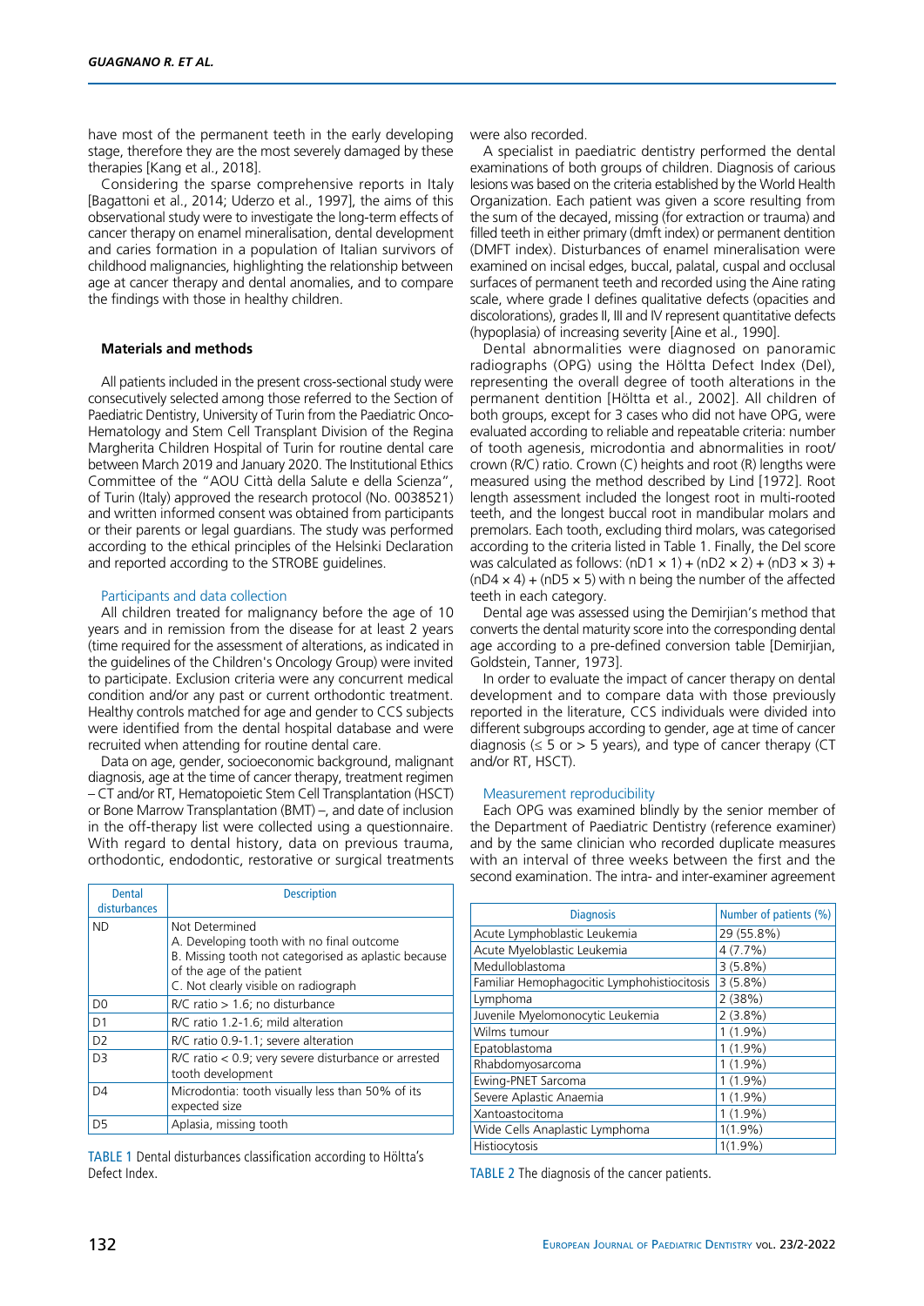have most of the permanent teeth in the early developing stage, therefore they are the most severely damaged by these therapies [Kang et al., 2018].

Considering the sparse comprehensive reports in Italy [Bagattoni et al., 2014; Uderzo et al., 1997], the aims of this observational study were to investigate the long-term effects of cancer therapy on enamel mineralisation, dental development and caries formation in a population of Italian survivors of childhood malignancies, highlighting the relationship between age at cancer therapy and dental anomalies, and to compare the findings with those in healthy children.

## Materials and methods

All patients included in the present cross-sectional study were consecutively selected among those referred to the Section of Paediatric Dentistry, University of Turin from the Paediatric Onco-Hematology and Stem Cell Transplant Division of the Regina Margherita Children Hospital of Turin for routine dental care between March 2019 and January 2020. The Institutional Ethics Committee of the "AOU Città della Salute e della Scienza", of Turin (Italy) approved the research protocol (No. 0038521) and written informed consent was obtained from participants or their parents or legal guardians. The study was performed according to the ethical principles of the Helsinki Declaration and reported according to the STROBE guidelines.

### Participants and data collection

All children treated for malignancy before the age of 10 years and in remission from the disease for at least 2 years (time required for the assessment of alterations, as indicated in the guidelines of the Children's Oncology Group) were invited to participate. Exclusion criteria were any concurrent medical condition and/or any past or current orthodontic treatment. Healthy controls matched for age and gender to CCS subjects were identified from the dental hospital database and were recruited when attending for routine dental care.

Data on age, gender, socioeconomic background, malignant diagnosis, age at the time of cancer therapy, treatment regimen – CT and/or RT, Hematopoietic Stem Cell Transplantation (HSCT) or Bone Marrow Transplantation (BMT) –, and date of inclusion in the off-therapy list were collected using a questionnaire. With regard to dental history, data on previous trauma, orthodontic, endodontic, restorative or surgical treatments were also recorded.

A specialist in paediatric dentistry performed the dental examinations of both groups of children. Diagnosis of carious lesions was based on the criteria established by the World Health Organization. Each patient was given a score resulting from the sum of the decayed, missing (for extraction or trauma) and filled teeth in either primary (dmft index) or permanent dentition (DMFT index). Disturbances of enamel mineralisation were examined on incisal edges, buccal, palatal, cuspal and occlusal surfaces of permanent teeth and recorded using the Aine rating scale, where grade I defines qualitative defects (opacities and discolorations), grades II, III and IV represent quantitative defects (hypoplasia) of increasing severity [Aine et al., 1990].

Dental abnormalities were diagnosed on panoramic radiographs (OPG) using the Höltta Defect Index (DeI), representing the overall degree of tooth alterations in the permanent dentition [Hölttä et al., 2002]. All children of both groups, except for 3 cases who did not have OPG, were evaluated according to reliable and repeatable criteria: number of tooth agenesis, microdontia and abnormalities in root/crown (R/C) ratio. Crown (C) heights and root (R) lengths were measured using the method described by Lind [1972]. Root length assessment included the longest root in multi-rooted teeth, and the longest buccal root in mandibular molars and premolars. Each tooth, excluding third molars, was categorised according to the criteria listed in Table 1. Finally, the DeI score was calculated as follows: $(nD1 \times 1) + (nD2 \times 2) + (nD3 \times 3) + (nD4 \times 4) + (nD5 \times 5)$ with n being the number of the affected teeth in each category.

Dental age was assessed using the Demirjian's method that converts the dental maturity score into the corresponding dental age according to a pre-defined conversion table [Demirjian, Goldstein, Tanner, 1973].

In order to evaluate the impact of cancer therapy on dental development and to compare data with those previously reported in the literature, CCS individuals were divided into different subgroups according to gender, age at time of cancer diagnosis ($\leq 5$ or $> 5$ years), and type of cancer therapy (CT and/or RT, HSCT).

### Measurement reproducibility

Each OPG was examined blindly by the senior member of the Department of Paediatric Dentistry (reference examiner) and by the same clinician who recorded duplicate measures with an interval of three weeks between the first and the second examination. The intra- and inter-examiner agreement

| Dental disturbances | Description |
|---|---|
| ND | Not Determined<br>A. Developing tooth with no final outcome<br>B. Missing tooth not categorised as aplastic because of the age of the patient<br>C. Not clearly visible on radiograph |
| D0 | R/C ratio > 1.6; no disturbance |
| D1 | R/C ratio 1.2-1.6; mild alteration |
| D2 | R/C ratio 0.9-1.1; severe alteration |
| D3 | R/C ratio < 0.9; very severe disturbance or arrested tooth development |
| D4 | Microdontia: tooth visually less than 50% of its expected size |
| D5 | Aplasia, missing tooth |

TABLE 1 Dental disturbances classification according to Höltta's Defect Index.

| Diagnosis | Number of patients (%) |
|---|---|
| Acute Lymphoblastic Leukemia | 29 (55.8%) |
| Acute Myeloblastic Leukemia | 4 (7.7%) |
| Medulloblastoma | 3 (5.8%) |
| Familiar Hemophagocitic Lymphohistiocitosis | 3 (5.8%) |
| Lymphoma | 2 (38%) |
| Juvenile Myelomonocytic Leukemia | 2 (3.8%) |
| Wilms tumour | 1 (1.9%) |
| Epatoblastoma | 1 (1.9%) |
| Rhabdomyosarcoma | 1 (1.9%) |
| Ewing-PNET Sarcoma | 1 (1.9%) |
| Severe Aplastic Anaemia | 1 (1.9%) |
| Xantoastocitoma | 1 (1.9%) |
| Wide Cells Anaplastic Lymphoma | 1(1.9%) |
| Histiocytosis | 1(1.9%) |

TABLE 2 The diagnosis of the cancer patients.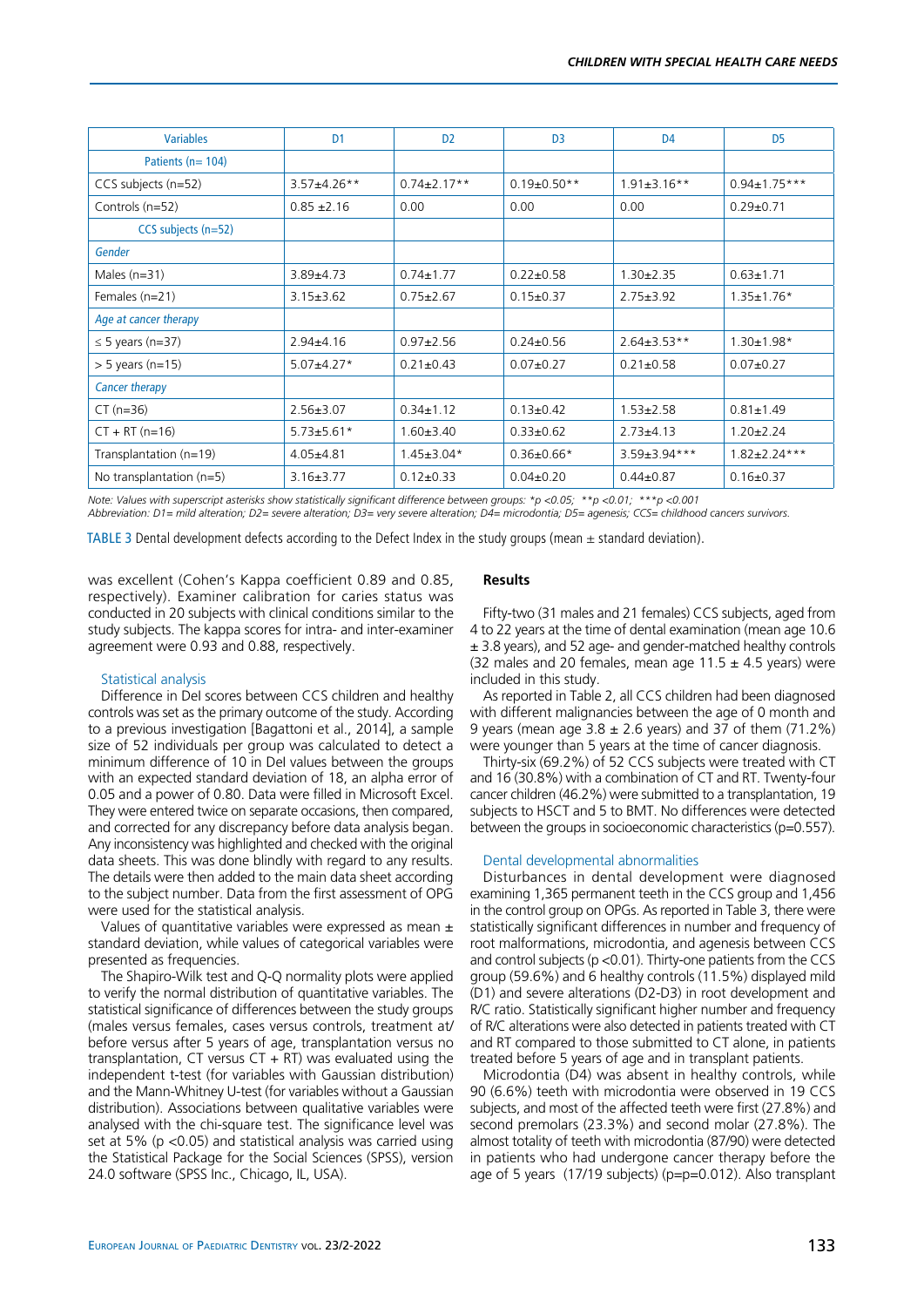| Variables | D1 | D2 | D3 | D4 | D5 |
|---|---|---|---|---|---|
| Patients (n= 104) | | | | | |
| CCS subjects (n=52) | 3.57±4.26** | 0.74±2.17** | 0.19±0.50** | 1.91±3.16** | 0.94±1.75*** |
| Controls (n=52) | 0.85 ±2.16 | 0.00 | 0.00 | 0.00 | 0.29±0.71 |
| CCS subjects (n=52) | | | | | |
| *Gender* | | | | | |
| Males (n=31) | 3.89±4.73 | 0.74±1.77 | 0.22±0.58 | 1.30±2.35 | 0.63±1.71 |
| Females (n=21) | 3.15±3.62 | 0.75±2.67 | 0.15±0.37 | 2.75±3.92 | 1.35±1.76* |
| *Age at cancer therapy* | | | | | |
| ≤ 5 years (n=37) | 2.94±4.16 | 0.97±2.56 | 0.24±0.56 | 2.64±3.53** | 1.30±1.98* |
| > 5 years (n=15) | 5.07±4.27* | 0.21±0.43 | 0.07±0.27 | 0.21±0.58 | 0.07±0.27 |
| *Cancer therapy* | | | | | |
| CT (n=36) | 2.56±3.07 | 0.34±1.12 | 0.13±0.42 | 1.53±2.58 | 0.81±1.49 |
| CT + RT (n=16) | 5.73±5.61* | 1.60±3.40 | 0.33±0.62 | 2.73±4.13 | 1.20±2.24 |
| Transplantation (n=19) | 4.05±4.81 | 1.45±3.04* | 0.36±0.66* | 3.59±3.94*** | 1.82±2.24*** |
| No transplantation (n=5) | 3.16±3.77 | 0.12±0.33 | 0.04±0.20 | 0.44±0.87 | 0.16±0.37 |

*Note: Values with superscript asterisks show statistically significant difference between groups: *p <0.05; **p <0.01; ***p <0.001*
*Abbreviation: D1= mild alteration; D2= severe alteration; D3= very severe alteration; D4= microdontia; D5= agenesis; CCS= childhood cancers survivors.*

TABLE 3 Dental development defects according to the Defect Index in the study groups (mean ± standard deviation).

was excellent (Cohen's Kappa coefficient 0.89 and 0.85, respectively). Examiner calibration for caries status was conducted in 20 subjects with clinical conditions similar to the study subjects. The kappa scores for intra- and inter-examiner agreement were 0.93 and 0.88, respectively.

### Statistical analysis

Difference in DeI scores between CCS children and healthy controls was set as the primary outcome of the study. According to a previous investigation [Bagattoni et al., 2014], a sample size of 52 individuals per group was calculated to detect a minimum difference of 10 in DeI values between the groups with an expected standard deviation of 18, an alpha error of 0.05 and a power of 0.80. Data were filled in Microsoft Excel. They were entered twice on separate occasions, then compared, and corrected for any discrepancy before data analysis began. Any inconsistency was highlighted and checked with the original data sheets. This was done blindly with regard to any results. The details were then added to the main data sheet according to the subject number. Data from the first assessment of OPG were used for the statistical analysis.

Values of quantitative variables were expressed as mean ± standard deviation, while values of categorical variables were presented as frequencies.

The Shapiro-Wilk test and Q-Q normality plots were applied to verify the normal distribution of quantitative variables. The statistical significance of differences between the study groups (males versus females, cases versus controls, treatment at/before versus after 5 years of age, transplantation versus no transplantation, CT versus CT + RT) was evaluated using the independent t-test (for variables with Gaussian distribution) and the Mann-Whitney U-test (for variables without a Gaussian distribution). Associations between qualitative variables were analysed with the chi-square test. The significance level was set at 5% ($p < 0.05$) and statistical analysis was carried using the Statistical Package for the Social Sciences (SPSS), version 24.0 software (SPSS Inc., Chicago, IL, USA).

## Results

Fifty-two (31 males and 21 females) CCS subjects, aged from 4 to 22 years at the time of dental examination (mean age 10.6 ± 3.8 years), and 52 age- and gender-matched healthy controls (32 males and 20 females, mean age 11.5 ± 4.5 years) were included in this study.

As reported in Table 2, all CCS children had been diagnosed with different malignancies between the age of 0 month and 9 years (mean age 3.8 ± 2.6 years) and 37 of them (71.2%) were younger than 5 years at the time of cancer diagnosis.

Thirty-six (69.2%) of 52 CCS subjects were treated with CT and 16 (30.8%) with a combination of CT and RT. Twenty-four cancer children (46.2%) were submitted to a transplantation, 19 subjects to HSCT and 5 to BMT. No differences were detected between the groups in socioeconomic characteristics ($p=0.557$).

### Dental developmental abnormalities

Disturbances in dental development were diagnosed examining 1,365 permanent teeth in the CCS group and 1,456 in the control group on OPGs. As reported in Table 3, there were statistically significant differences in number and frequency of root malformations, microdontia, and agenesis between CCS and control subjects ($p < 0.01$). Thirty-one patients from the CCS group (59.6%) and 6 healthy controls (11.5%) displayed mild (D1) and severe alterations (D2-D3) in root development and R/C ratio. Statistically significant higher number and frequency of R/C alterations were also detected in patients treated with CT and RT compared to those submitted to CT alone, in patients treated before 5 years of age and in transplant patients.

Microdontia (D4) was absent in healthy controls, while 90 (6.6%) teeth with microdontia were observed in 19 CCS subjects, and most of the affected teeth were first (27.8%) and second premolars (23.3%) and second molar (27.8%). The almost totality of teeth with microdontia (87/90) were detected in patients who had undergone cancer therapy before the age of 5 years (17/19 subjects) (p=p=0.012). Also transplant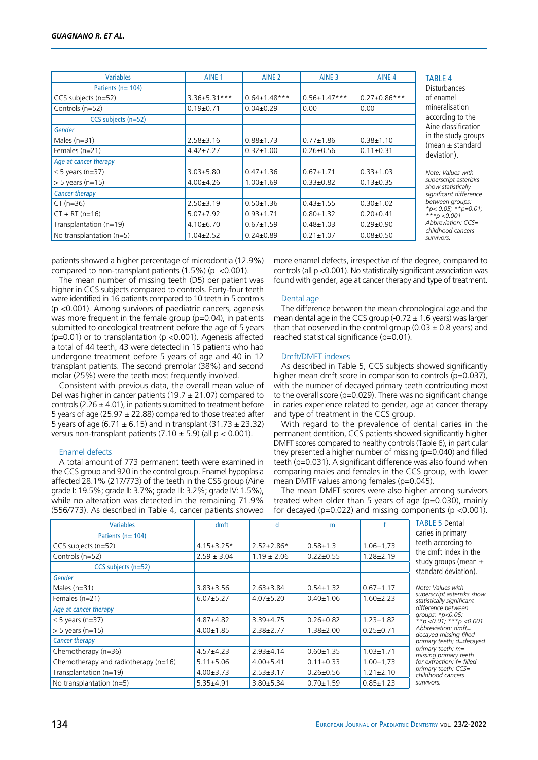| Variables | AINE 1 | AINE 2 | AINE 3 | AINE 4 |
|---|---|---|---|---|
| Patients (n= 104) | | | | |
| CCS subjects (n=52) | 3.36±5.31*** | 0.64±1.48*** | 0.56±1.47*** | 0.27±0.86*** |
| Controls (n=52) | 0.19±0.71 | 0.04±0.29 | 0.00 | 0.00 |
| CCS subjects (n=52) | | | | |
| *Gender* | | | | |
| Males (n=31) | 2.58±3.16 | 0.88±1.73 | 0.77±1.86 | 0.38±1.10 |
| Females (n=21) | 4.42±7.27 | 0.32±1.00 | 0.26±0.56 | 0.11±0.31 |
| *Age at cancer therapy* | | | | |
| ≤ 5 years (n=37) | 3.03±5.80 | 0.47±1.36 | 0.67±1.71 | 0.33±1.03 |
| > 5 years (n=15) | 4.00±4.26 | 1.00±1.69 | 0.33±0.82 | 0.13±0.35 |
| *Cancer therapy* | | | | |
| CT (n=36) | 2.50±3.19 | 0.50±1.36 | 0.43±1.55 | 0.30±1.02 |
| CT + RT (n=16) | 5.07±7.92 | 0.93±1.71 | 0.80±1.32 | 0.20±0.41 |
| Transplantation (n=19) | 4.10±6.70 | 0.67±1.59 | 0.48±1.03 | 0.29±0.90 |
| No transplantation (n=5) | 1.04±2.52 | 0.24±0.89 | 0.21±1.07 | 0.08±0.50 |

TABLE 4 Disturbances of enamel mineralisation according to the Aine classification in the study groups (mean ± standard deviation).

*Note: Values with superscript asterisks show statistically significant difference between groups: *p< 0.05; **p=0.01; ***p <0.001*
*Abbreviation: CCS= childhood cancers survivors.*

patients showed a higher percentage of microdontia (12.9%) compared to non-transplant patients (1.5%) ($p < 0.001$).

The mean number of missing teeth (D5) per patient was higher in CCS subjects compared to controls. Forty-four teeth were identified in 16 patients compared to 10 teeth in 5 controls ($p < 0.001$). Among survivors of paediatric cancers, agenesis was more frequent in the female group ($p=0.04$), in patients submitted to oncological treatment before the age of 5 years ($p=0.01$) or to transplantation ($p < 0.001$). Agenesis affected a total of 44 teeth, 43 were detected in 15 patients who had undergone treatment before 5 years of age and 40 in 12 transplant patients. The second premolar (38%) and second molar (25%) were the teeth most frequently involved.

Consistent with previous data, the overall mean value of Del was higher in cancer patients (19.7 ± 21.07) compared to controls (2.26 ± 4.01), in patients submitted to treatment before 5 years of age (25.97 ± 22.88) compared to those treated after 5 years of age (6.71 ± 6.15) and in transplant (31.73 ± 23.32) versus non-transplant patients (7.10 ± 5.9) (all $p < 0.001$).

## Enamel defects

A total amount of 773 permanent teeth were examined in the CCS group and 920 in the control group. Enamel hypoplasia affected 28.1% (217/773) of the teeth in the CSS group (Aine grade I: 19.5%; grade II: 3.7%; grade III: 3.2%; grade IV: 1.5%), while no alteration was detected in the remaining 71.9% (556/773). As described in Table 4, cancer patients showed more enamel defects, irrespective of the degree, compared to controls (all $p < 0.001$). No statistically significant association was found with gender, age at cancer therapy and type of treatment.

## Dental age

The difference between the mean chronological age and the mean dental age in the CCS group (-0.72 ± 1.6 years) was larger than that observed in the control group (0.03 ± 0.8 years) and reached statistical significance ($p=0.01$).

## Dmft/DMFT indexes

As described in Table 5, CCS subjects showed significantly higher mean dmft score in comparison to controls ($p=0.037$), with the number of decayed primary teeth contributing most to the overall score ($p=0.029$). There was no significant change in caries experience related to gender, age at cancer therapy and type of treatment in the CCS group.

With regard to the prevalence of dental caries in the permanent dentition, CCS patients showed significantly higher DMFT scores compared to healthy controls (Table 6), in particular they presented a higher number of missing ($p=0.040$) and filled teeth ($p=0.031$). A significant difference was also found when comparing males and females in the CCS group, with lower mean DMTF values among females ($p=0.045$).

The mean DMFT scores were also higher among survivors treated when older than 5 years of age ($p=0.030$), mainly for decayed ($p=0.022$) and missing components ($p < 0.001$).

| Variables | dmft | d | m | f |
|---|---|---|---|---|
| Patients (n= 104) | | | | |
| CCS subjects (n=52) | 4.15±3.25* | 2.52±2.86* | 0.58±1.3 | 1.06±1,73 |
| Controls (n=52) | 2.59 ± 3.04 | 1.19 ± 2.06 | 0.22±0.55 | 1.28±2.19 |
| CCS subjects (n=52) | | | | |
| *Gender* | | | | |
| Males (n=31) | 3.83±3.56 | 2.63±3.84 | 0.54±1.32 | 0.67±1.17 |
| Females (n=21) | 6.07±5.27 | 4.07±5.20 | 0.40±1.06 | 1.60±2.23 |
| *Age at cancer therapy* | | | | |
| ≤ 5 years (n=37) | 4.87±4.82 | 3.39±4.75 | 0.26±0.82 | 1.23±1.82 |
| > 5 years (n=15) | 4.00±1.85 | 2.38±2.77 | 1.38±2.00 | 0.25±0.71 |
| *Cancer therapy* | | | | |
| Chemotherapy (n=36) | 4.57±4.23 | 2.93±4.14 | 0.60±1.35 | 1.03±1.71 |
| Chemotherapy and radiotherapy (n=16) | 5.11±5.06 | 4.00±5.41 | 0.11±0.33 | 1.00±1,73 |
| Transplantation (n=19) | 4.00±3.73 | 2.53±3.17 | 0.26±0.56 | 1.21±2.10 |
| No transplantation (n=5) | 5.35±4.91 | 3.80±5.34 | 0.70±1.59 | 0.85±1.23 |

TABLE 5 Dental caries in primary teeth according to the dmft index in the study groups (mean ± standard deviation).

*Note: Values with superscript asterisks show statistically significant difference between groups: *p<0.05; **p <0.01; ***p <0.001*
*Abbreviation: dmft= decayed missing filled primary teeth; d=decayed primary teeth; m= missing primary teeth for extraction; f= filled primary teeth; CCS= childhood cancers survivors.*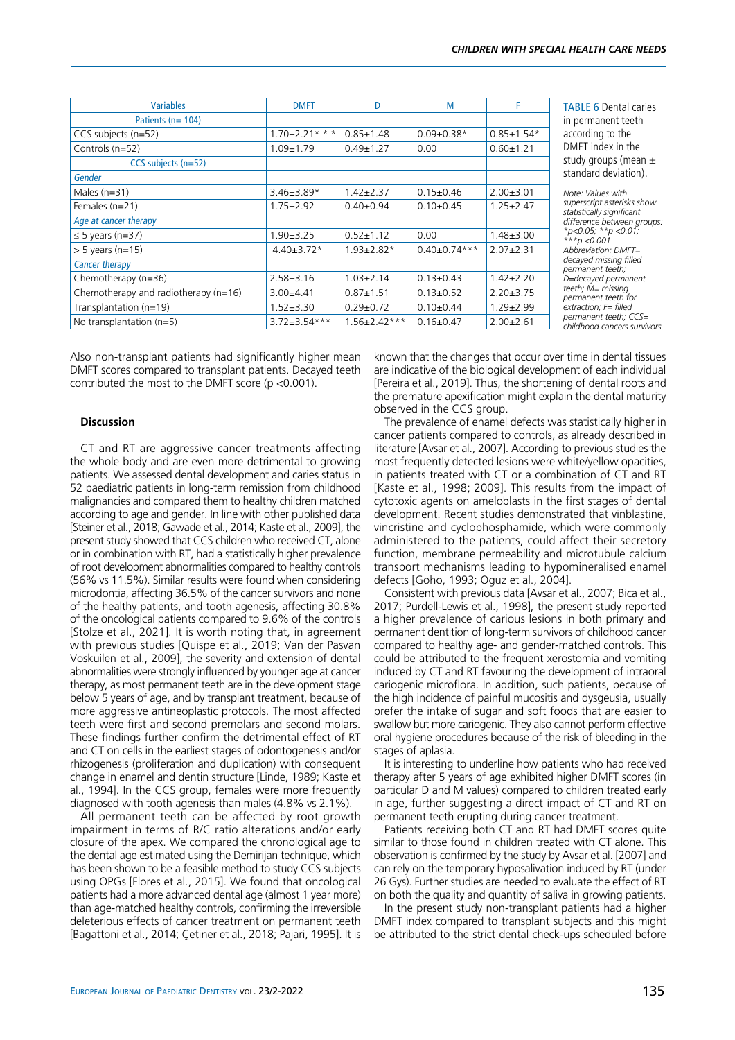| Variables | DMFT | D | M | F |
|---|---|---|---|---|
| Patients (n= 104) | | | | |
| CCS subjects (n=52) | 1.70±2.21* * * | 0.85±1.48 | 0.09±0.38* | 0.85±1.54* |
| Controls (n=52) | 1.09±1.79 | 0.49±1.27 | 0.00 | 0.60±1.21 |
| CCS subjects (n=52) | | | | |
| *Gender* | | | | |
| Males (n=31) | 3.46±3.89* | 1.42±2.37 | 0.15±0.46 | 2.00±3.01 |
| Females (n=21) | 1.75±2.92 | 0.40±0.94 | 0.10±0.45 | 1.25±2.47 |
| *Age at cancer therapy* | | | | |
| ≤ 5 years (n=37) | 1.90±3.25 | 0.52±1.12 | 0.00 | 1.48±3.00 |
| > 5 years (n=15) | 4.40±3.72* | 1.93±2.82* | 0.40±0.74*** | 2.07±2.31 |
| *Cancer therapy* | | | | |
| Chemotherapy (n=36) | 2.58±3.16 | 1.03±2.14 | 0.13±0.43 | 1.42±2.20 |
| Chemotherapy and radiotherapy (n=16) | 3.00±4.41 | 0.87±1.51 | 0.13±0.52 | 2.20±3.75 |
| Transplantation (n=19) | 1.52±3.30 | 0.29±0.72 | 0.10±0.44 | 1.29±2.99 |
| No transplantation (n=5) | 3.72±3.54*** | 1.56±2.42*** | 0.16±0.47 | 2.00±2.61 |

TABLE 6 Dental caries in permanent teeth according to the DMFT index in the study groups (mean ± standard deviation).

*Note: Values with superscript asterisks show statistically significant difference between groups: *p<0.05; **p <0.01; ***p <0.001*
*Abbreviation: DMFT= decayed missing filled permanent teeth; D=decayed permanent teeth; M= missing permanent teeth for extraction; F= filled permanent teeth; CCS= childhood cancers survivors*

Also non-transplant patients had significantly higher mean DMFT scores compared to transplant patients. Decayed teeth contributed the most to the DMFT score ($p < 0.001$).

### Discussion

CT and RT are aggressive cancer treatments affecting the whole body and are even more detrimental to growing patients. We assessed dental development and caries status in 52 paediatric patients in long-term remission from childhood malignancies and compared them to healthy children matched according to age and gender. In line with other published data [Steiner et al., 2018; Gawade et al., 2014; Kaste et al., 2009], the present study showed that CCS children who received CT, alone or in combination with RT, had a statistically higher prevalence of root development abnormalities compared to healthy controls (56% vs 11.5%). Similar results were found when considering microdontia, affecting 36.5% of the cancer survivors and none of the healthy patients, and tooth agenesis, affecting 30.8% of the oncological patients compared to 9.6% of the controls [Stolze et al., 2021]. It is worth noting that, in agreement with previous studies [Quispe et al., 2019; Van der Pasvan Voskuilen et al., 2009], the severity and extension of dental abnormalities were strongly influenced by younger age at cancer therapy, as most permanent teeth are in the development stage below 5 years of age, and by transplant treatment, because of more aggressive antineoplastic protocols. The most affected teeth were first and second premolars and second molars. These findings further confirm the detrimental effect of RT and CT on cells in the earliest stages of odontogenesis and/or rhizogenesis (proliferation and duplication) with consequent change in enamel and dentin structure [Linde, 1989; Kaste et al., 1994]. In the CCS group, females were more frequently diagnosed with tooth agenesis than males (4.8% vs 2.1%).

All permanent teeth can be affected by root growth impairment in terms of R/C ratio alterations and/or early closure of the apex. We compared the chronological age to the dental age estimated using the Demirijan technique, which has been shown to be a feasible method to study CCS subjects using OPGs [Flores et al., 2015]. We found that oncological patients had a more advanced dental age (almost 1 year more) than age-matched healthy controls, confirming the irreversible deleterious effects of cancer treatment on permanent teeth [Bagattoni et al., 2014; Çetiner et al., 2018; Pajari, 1995]. It is known that the changes that occur over time in dental tissues are indicative of the biological development of each individual [Pereira et al., 2019]. Thus, the shortening of dental roots and the premature apexification might explain the dental maturity observed in the CCS group.

The prevalence of enamel defects was statistically higher in cancer patients compared to controls, as already described in literature [Avsar et al., 2007]. According to previous studies the most frequently detected lesions were white/yellow opacities, in patients treated with CT or a combination of CT and RT [Kaste et al., 1998; 2009]. This results from the impact of cytotoxic agents on ameloblasts in the first stages of dental development. Recent studies demonstrated that vinblastine, vincristine and cyclophosphamide, which were commonly administered to the patients, could affect their secretory function, membrane permeability and microtubule calcium transport mechanisms leading to hypomineralised enamel defects [Goho, 1993; Oguz et al., 2004].

Consistent with previous data [Avsar et al., 2007; Bica et al., 2017; Purdell-Lewis et al., 1998], the present study reported a higher prevalence of carious lesions in both primary and permanent dentition of long-term survivors of childhood cancer compared to healthy age- and gender-matched controls. This could be attributed to the frequent xerostomia and vomiting induced by CT and RT favouring the development of intraoral cariogenic microflora. In addition, such patients, because of the high incidence of painful mucositis and dysgeusia, usually prefer the intake of sugar and soft foods that are easier to swallow but more cariogenic. They also cannot perform effective oral hygiene procedures because of the risk of bleeding in the stages of aplasia.

It is interesting to underline how patients who had received therapy after 5 years of age exhibited higher DMFT scores (in particular D and M values) compared to children treated early in age, further suggesting a direct impact of CT and RT on permanent teeth erupting during cancer treatment.

Patients receiving both CT and RT had DMFT scores quite similar to those found in children treated with CT alone. This observation is confirmed by the study by Avsar et al. [2007] and can rely on the temporary hyposalivation induced by RT (under 26 Gys). Further studies are needed to evaluate the effect of RT on both the quality and quantity of saliva in growing patients.

In the present study non-transplant patients had a higher DMFT index compared to transplant subjects and this might be attributed to the strict dental check-ups scheduled before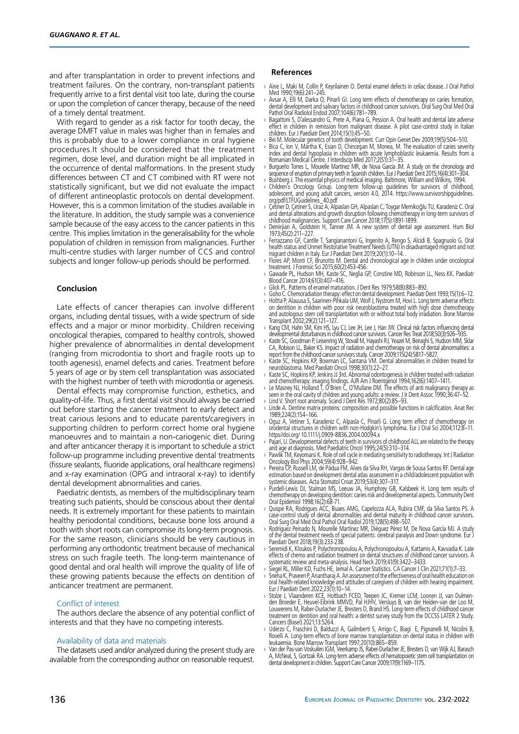and after transplantation in order to prevent infections and treatment failures. On the contrary, non-transplant patients frequently arrive to a first dental visit too late, during the course or upon the completion of cancer therapy, because of the need of a timely dental treatment.

With regard to gender as a risk factor for tooth decay, the average DMFT value in males was higher than in females and this is probably due to a lower compliance in oral hygiene procedures.It should be considered that the treatment regimen, dose level, and duration might be all implicated in the occurrence of dental malformations. In the present study differences between CT and CT combined with RT were not statistically significant, but we did not evaluate the impact of different antineoplastic protocols on dental development. However, this is a common limitation of the studies available in the literature. In addition, the study sample was a convenience sample because of the easy access to the cancer patients in this centre. This implies limitation in the generalisability for the whole population of children in remission from malignancies. Further multi-centre studies with larger number of CCS and control subjects and longer follow-up periods should be performed.

## Conclusion

Late effects of cancer therapies can involve different organs, including dental tissues, with a wide spectrum of side effects and a major or minor morbidity. Children receiving oncological therapies, compared to healthy controls, showed higher prevalence of abnormalities in dental development (ranging from microdontia to short and fragile roots up to tooth agenesis), enamel defects and caries. Treatment before 5 years of age or by stem cell transplantation was associated with the highest number of teeth with microdontia or agenesis.

Dental effects may compromise function, esthetics, and quality-of-life. Thus, a first dental visit should always be carried out before starting the cancer treatment to early detect and treat carious lesions and to educate parents/caregivers in supporting children to perform correct home oral hygiene manoeuvres and to maintain a non-cariogenic diet. During and after anticancer therapy it is important to schedule a strict follow-up programme including preventive dental treatments (fissure sealants, fluoride applications, oral healthcare regimens) and x-ray examination (OPG and intraoral x-ray) to identify dental development abnormalities and caries.

Paediatric dentists, as members of the multidisciplinary team treating such patients, should be conscious about their dental needs. It is extremely important for these patients to maintain healthy periodontal conditions, because bone loss around a tooth with short roots can compromise its long-term prognosis. For the same reason, clinicians should be very cautious in performing any orthodontic treatment because of mechanical stress on such fragile teeth. The long-term maintenance of good dental and oral health will improve the quality of life of these growing patients because the effects on dentition of anticancer treatment are permanent.

### Conflict of interest

The authors declare the absence of any potential conflict of interests and that they have no competing interests.

### Availability of data and materials

The datasets used and/or analyzed during the present study are available from the corresponding author on reasonable request.

## References

- Aine L, Maki M, Collin P, Keyrilainen O. Dental enamel defects in celiac disease. J Oral Pathol Med 1990;19(6):241–245.
- Avsar A, Elli M, Darka O, Pinarli GI. Long term effects of chemotherapy on caries formation, dental development and salivary factors in childhood cancer survivors. Oral Surg Oral Med Oral Pathol Oral Radiolol Endod 2007;104(6):781–789.
- Bagattoni S, D'alessandro G, Prete A, Piana G, Pession A. Oral health and dental late adverse effect in children in remission from malignant disease. A pilot case-control study in Italian children. Eur J Paediatr Dent 2014;15(1):45–50.
- Bei M. Molecular genetics of tooth development. Curr Opin Genet Dev 2009;19(5):504–510.
- Bica C, Ion V, Mártha K, Esian D, Chinceşan M, Monea, M. The evaluation of caries severity index and dental hypoplasia in children with acute lymphoblastic leukaemia. Results from a Romanian Medical Centre. J Interdiscip Med 2017;2(S1):31–35.
- Burgueño Torres L, Mourelle Martínez MR, de Nova García JM. A study on the chronology and sequence of eruption of primary teeth in Spanish children. Eur J Paediatr Dent 2015;16(4):301–304.
- Bushberg J. The essential physics of medical imaging. Baltimore, William and Wilkins, 1994.
- Children's Oncology Group. Long-term follow-up guidelines for survivors of childhood, adolescent, and young adult cancers, version 4.0, 2014. https://www.survivorshipguidelines.org/pdf/LTFUGuidelines_40.pdf
- Çetiner D, Çetiner S, Uraz A, Alpaslan GH, Alpaslan C, Toygar Memikoğlu TU, Karadeniz C. Oral and dental alterations and growth disruption following chemotherapy in long-term survivors of childhood malignancies. Support Care Cancer 2018;17(5):1891-1899.
- Demirjian A, Goldstein H, Tanner JM. A new system of dental age assessment. Hum Biol 1973;45(2):211–227.
- Ferrazzano GF, Cantile T, Sangianantoni G, Ingenito A, Rengo S, Alcidi B, Spagnuolo G. Oral health status and Unmet Restorative Treatment Needs (UTN) in disadvantaged migrant and not migrant children in Italy. Eur J Paediatr Dent 2019;20(1):10–14. .
- Flores AP, Monti CF, Brunotto M. Dental and chronological age in children under oncological treatment. J Forensic Sci 2015;60(2):453-456.
- Gawade PL, Hudson MH, Kaste SC, Neglia GP, Constine MD, Robinson LL, Ness KK. Paediatr Blood Cancer 2014;61(3):407–416.
- Glick PL. Patterns of enamel maturation. J Dent Res 1979;58(B):883–892.
- Goho C. Chemoradiation therapy: effect on dental development. Paediatr Dent 1993;15(1):6–12.
- Holtta P, Alauusa S, Saarinen-Pihkala UM, Wolf J, Nystrom M, Hovi L. Long term adverse effects on dentition in children with poor risk neuroblastoma treated with high dose chemotherapy and autologous stem cell transplantation with or without total body irradiation. Bone Marrow Transplant 2002;29(2):121–127.
- Kang CM, Hahn SM, Kim HS, Lyu CJ, Lee JH, Lee J, Han JW. Clinical risk factors influencing dental developmental disturbances in childhood cancer survivors. Cancer Res Treat 2018;50(3):926–935.
- Kaste SC, Goodman P, Leisenring W, Stovall M, Hayashi RJ, Yeazel M, Beiraghi S, Hudson MM, Sklar CA, Robison LL, Baker KS. Impact of radiation and chemotherapy on risk of dental abnormalities: a report from the childhood cancer survivors study. Cancer 2009;115(24):5817–5827.
- Kaste SC, Hopkins KP, Bowman LC, Santana VM. Dental abnormalities in children treated for neuroblastoma. Med Paediatr Oncol 1998;30(1):22–27.
- Kaste SC, Hopkins KP, Jenkins JJ 3rd. Abnormal odontogenesis in children treated with radiation and chemotherapy: imaging findings. AJR Am J Roentgenol 1994;162(6):1407–1411.
- Le Masney NJ, Holland T, O'Brien C, O'Mullane DM. The effects of anti malignancy therapy as seen in the oral cavity of children and young adults: a review. J Ir Dent Assoc 1990;36:47–52.
- Lind V. Short root anomaly. Scand J Dent Res 1972;80(2):85–93.
- Linde A. Dentine matrix proteins: composition and possible functions in calcification. Anat Rec 1989;224(2):154–166.
- Oguz A, Vetiner S, Karadeniz C, Alpasla C, Pinarli G. Long term effect of chemotherapy on orodental structures in children with non-Hodgkin's lymphoma. Eur J Oral Sci 2004;112:8–11. https//doi.org/ 10.1111/j.0909-8836.2004.00094.x
- Pajari, U. Developmental defects of teeth in survivors of childhood ALL are related to the therapy and age at diagnosis. Med Paediatric Oncol 1995;24(5):310–314.
- Pawlik TM, Keyomarsi K. Role of cell cycle in mediating sensitivity to radiotherapy. Int J Radiation Oncology Biol Phys 2004;59(4):928–942.
- Pereira CP, Russell LM, de Pádua FM, Alves da Silva RH, Vargas de Sousa Santos RF. Dental age estimation based on development dental atlas assessment in a child/adolescent population with systemic diseases. Acta Stomatol Croat 2019;53(4):307–317.
- Purdell-Lewis DJ, Stalman MS, Leeuw JA, Humphrey GB, Kalsbeek H. Long term results of chemotherapy on developing dentition: caries risk and developmental aspects. Community Dent Oral Epidemiol 1998;16(2):68-71.
- Quispe RA, Rodrigues ACC, Buaes AMG, Capelozza ALA, Rubira CMF, da Silva Santos PS. A case-control study of dental abnormalities and dental maturity in childhood cancer survivors. Oral Surg Oral Med Oral Pathol Oral Radiol 2019;128(5):498–507.
- Rodríguez Peinado N, Mourelle Martínez MR, Diéguez Pérez M, De Nova García MJ. A study of the dental treatment needs of special patients: cerebral paralysis and Down syndrome. Eur J Paediatr Dent 2018;19(3):233-238.
- Seremidi K, Kloukos P, Polychronopoulou A, Polychronopoulou A, Kattamis A, Kavvadia K. Late effects of chemo and radiation treatment on dental structures of childhood cancer survivors. A systematic review and meta-analysis. Head Neck 2019;41(9):3422–3433.
- Siegel RL, Miller KD, Fuchs HE, Jemal A. Cancer Statistics. CA Cancer J Clin 2021;71(1):7–33.
- Sneha K, Praveen P, Anantharaj A. An assessment of the effectiveness of oral health education on oral health-related knowledge and attitudes of caregivers of children with hearing impairment. Eur J Paediatr Dent 2022;23(1):10–14.
- Stolze J, Vlaanderen KCE, Holtbach FCED, Teepen JC, Kremer LCM, Loonen JJ, van Dulmen-den Broeder E, Heuvel-Eibrink MMVD, Pal HJHV, Versluys B, van der Heiden-van der Loo M, Louwerens M, Raber-Durlacher JE, Bresters D, Brand HS. Long-term effects of childhood cancer treatment on dentition and oral health: a dentist survey study from the DCCSS LATER 2 Study. Cancers (Basel) 2021;13:5264.
- Uderzo C, Fraschini D, Balduzzi A, Galimberti S, Arrigo C, Biagi E, Pignanelli M, Nicolini B, Rovelli A. Long-term effects of bone marrow transplantation on dental status in children with leukaemia. Bone Marrow Transplant 1997;20(10):865–859.
- Van der Pas-van Voskuilen IGM, Veerkamp JS, Raber-Durlacher JE, Bresters D, van Wijk AJ, Barasch A, McNeal, S, Gortzak RA. Long-term adverse effects of hematopoietic stem cell transplantation on dental development in children. Support Care Cancer 2009;17(9):1169–1175.